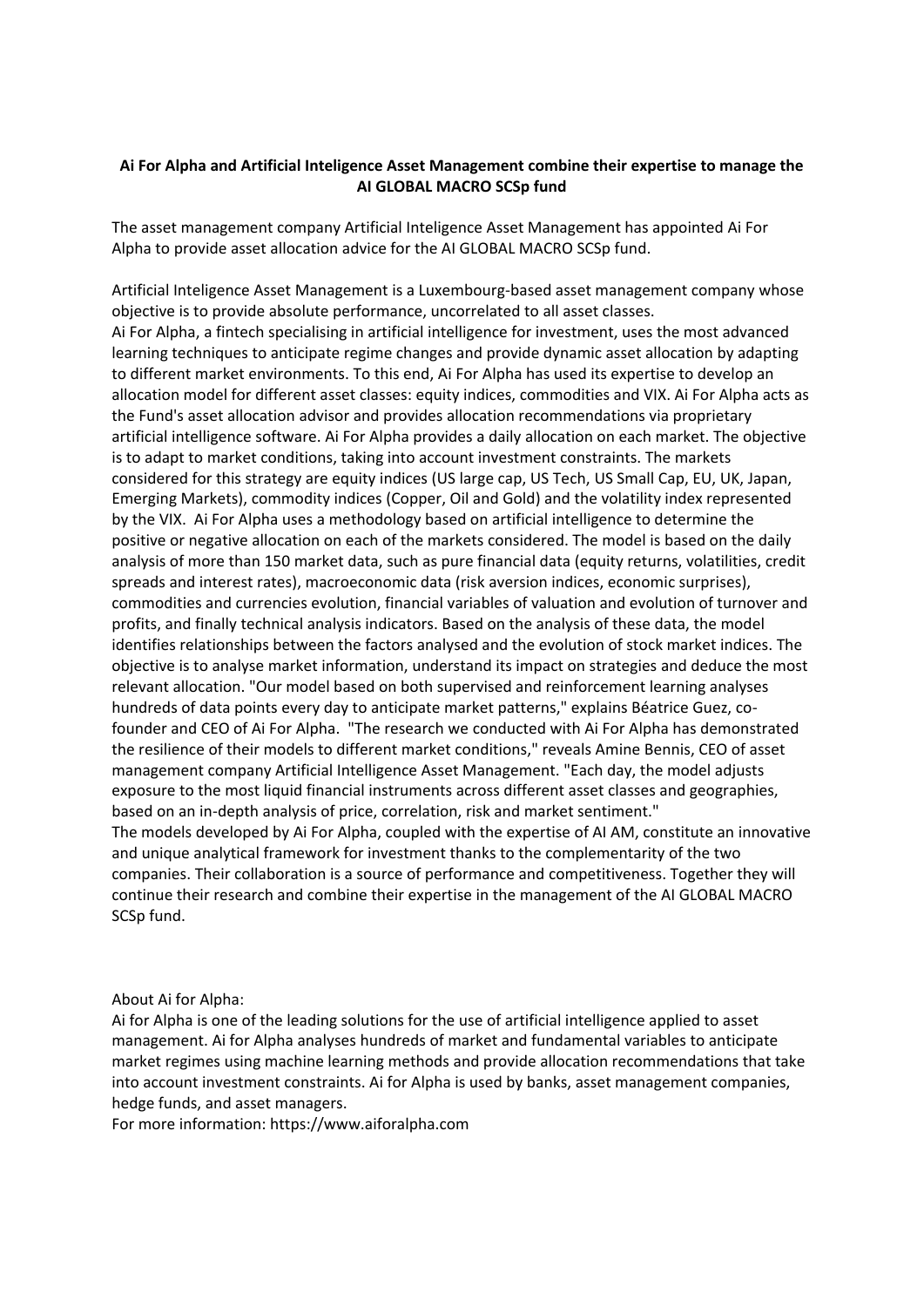**Ai For Alpha and Artificial Inteligence Asset Management combine their expertise to manage the AI GLOBAL MACRO SCSp fund**

The asset management company Artificial Inteligence Asset Management has appointed Ai For Alpha to provide asset allocation advice for the AI GLOBAL MACRO SCSp fund.

Artificial Inteligence Asset Management is a Luxembourg-based asset management company whose objective is to provide absolute performance, uncorrelated to all asset classes.
Ai For Alpha, a fintech specialising in artificial intelligence for investment, uses the most advanced learning techniques to anticipate regime changes and provide dynamic asset allocation by adapting to different market environments. To this end, Ai For Alpha has used its expertise to develop an allocation model for different asset classes: equity indices, commodities and VIX. Ai For Alpha acts as the Fund's asset allocation advisor and provides allocation recommendations via proprietary artificial intelligence software. Ai For Alpha provides a daily allocation on each market. The objective is to adapt to market conditions, taking into account investment constraints. The markets considered for this strategy are equity indices (US large cap, US Tech, US Small Cap, EU, UK, Japan, Emerging Markets), commodity indices (Copper, Oil and Gold) and the volatility index represented by the VIX. Ai For Alpha uses a methodology based on artificial intelligence to determine the positive or negative allocation on each of the markets considered. The model is based on the daily analysis of more than 150 market data, such as pure financial data (equity returns, volatilities, credit spreads and interest rates), macroeconomic data (risk aversion indices, economic surprises), commodities and currencies evolution, financial variables of valuation and evolution of turnover and profits, and finally technical analysis indicators. Based on the analysis of these data, the model identifies relationships between the factors analysed and the evolution of stock market indices. The objective is to analyse market information, understand its impact on strategies and deduce the most relevant allocation. "Our model based on both supervised and reinforcement learning analyses hundreds of data points every day to anticipate market patterns," explains Béatrice Guez, co-founder and CEO of Ai For Alpha. "The research we conducted with Ai For Alpha has demonstrated the resilience of their models to different market conditions," reveals Amine Bennis, CEO of asset management company Artificial Intelligence Asset Management. "Each day, the model adjusts exposure to the most liquid financial instruments across different asset classes and geographies, based on an in-depth analysis of price, correlation, risk and market sentiment."
The models developed by Ai For Alpha, coupled with the expertise of AI AM, constitute an innovative and unique analytical framework for investment thanks to the complementarity of the two companies. Their collaboration is a source of performance and competitiveness. Together they will continue their research and combine their expertise in the management of the AI GLOBAL MACRO SCSp fund.

About Ai for Alpha:
Ai for Alpha is one of the leading solutions for the use of artificial intelligence applied to asset management. Ai for Alpha analyses hundreds of market and fundamental variables to anticipate market regimes using machine learning methods and provide allocation recommendations that take into account investment constraints. Ai for Alpha is used by banks, asset management companies, hedge funds, and asset managers.
For more information: https://www.aiforalpha.com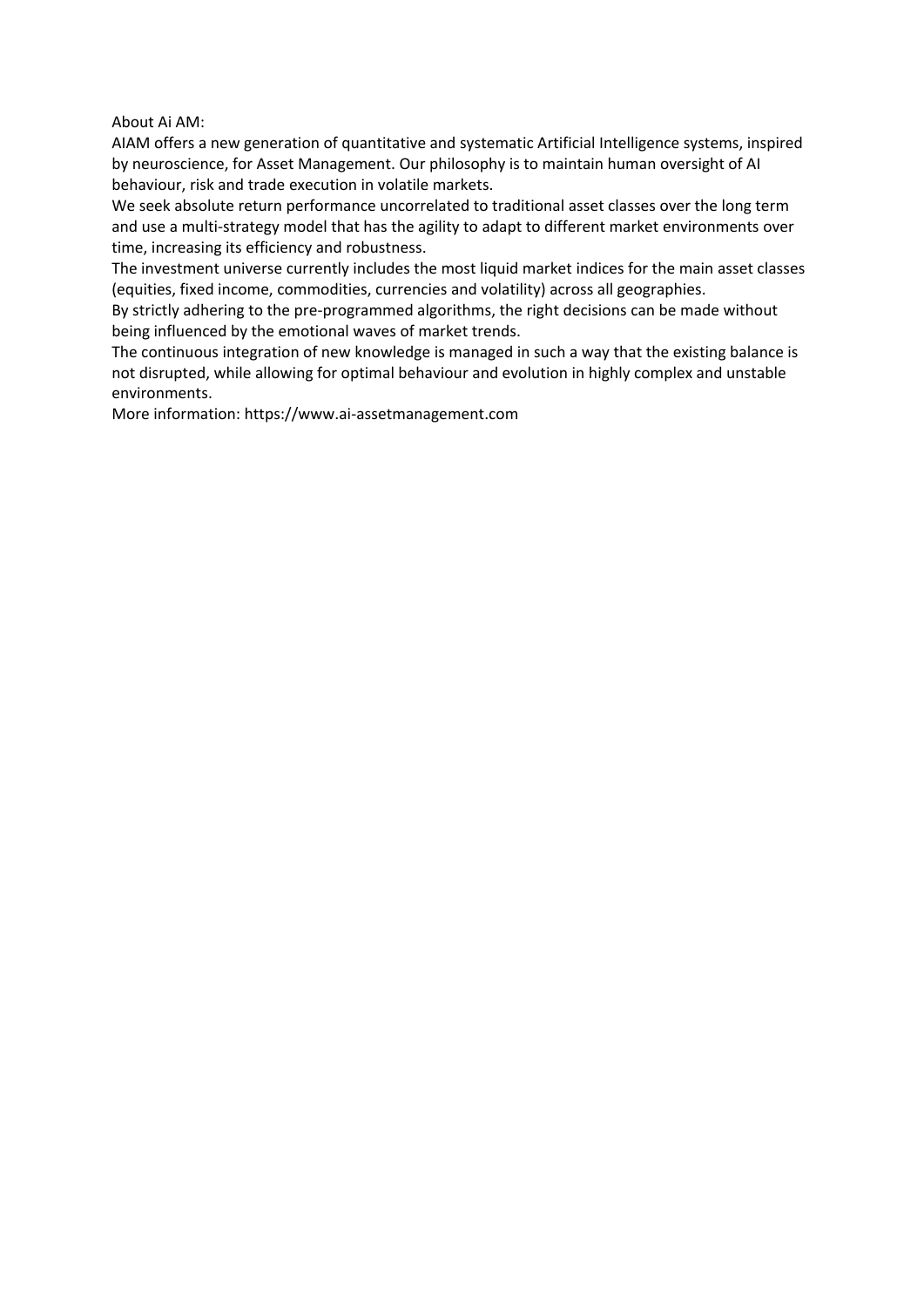About Ai AM:

AIAM offers a new generation of quantitative and systematic Artificial Intelligence systems, inspired by neuroscience, for Asset Management. Our philosophy is to maintain human oversight of AI behaviour, risk and trade execution in volatile markets.

We seek absolute return performance uncorrelated to traditional asset classes over the long term and use a multi-strategy model that has the agility to adapt to different market environments over time, increasing its efficiency and robustness.

The investment universe currently includes the most liquid market indices for the main asset classes (equities, fixed income, commodities, currencies and volatility) across all geographies.

By strictly adhering to the pre-programmed algorithms, the right decisions can be made without being influenced by the emotional waves of market trends.

The continuous integration of new knowledge is managed in such a way that the existing balance is not disrupted, while allowing for optimal behaviour and evolution in highly complex and unstable environments.

More information: https://www.ai-assetmanagement.com